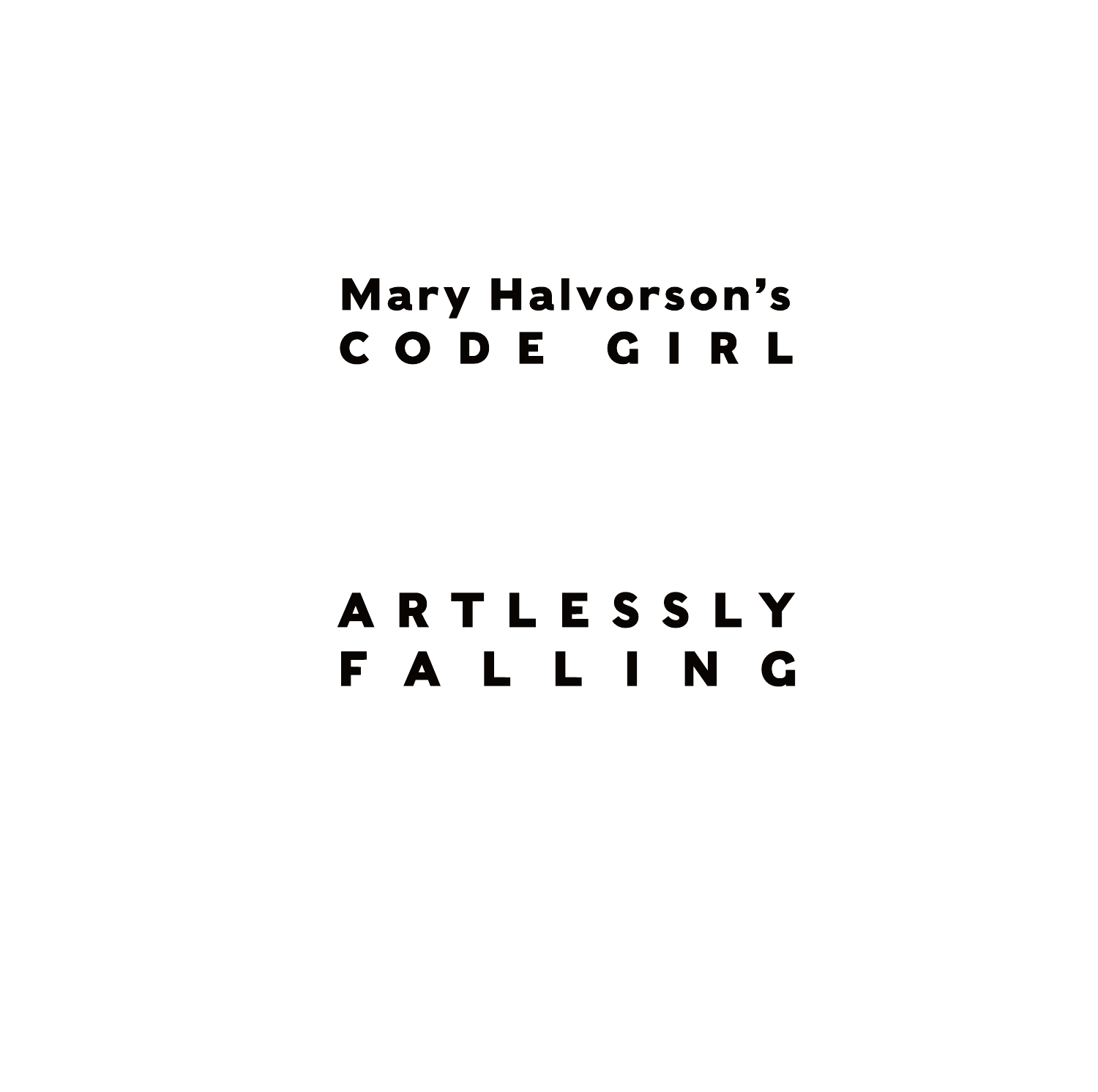# Mary Halvorson's
# CODE GIRL

# ARTLESSLY FALLING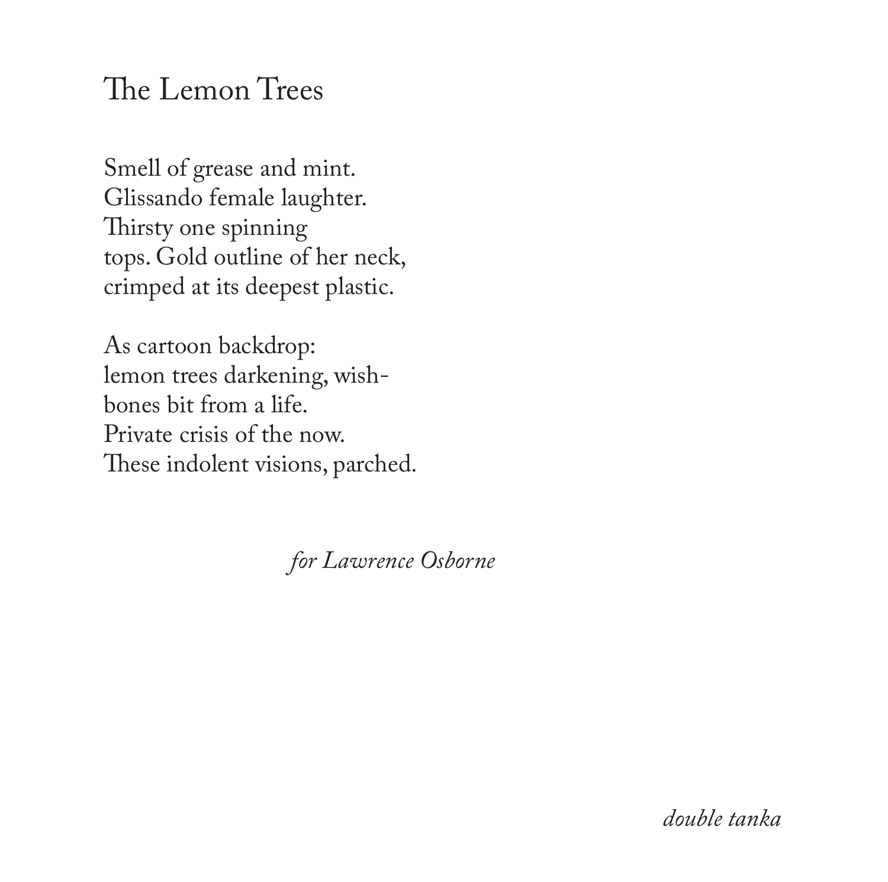# The Lemon Trees

Smell of grease and mint.  
Glissando female laughter.  
Thirsty one spinning  
tops. Gold outline of her neck,  
crimped at its deepest plastic.

As cartoon backdrop:  
lemon trees darkening, wish-  
bones bit from a life.  
Private crisis of the now.  
These indolent visions, parched.

*for Lawrence Osborne*

*double tanka*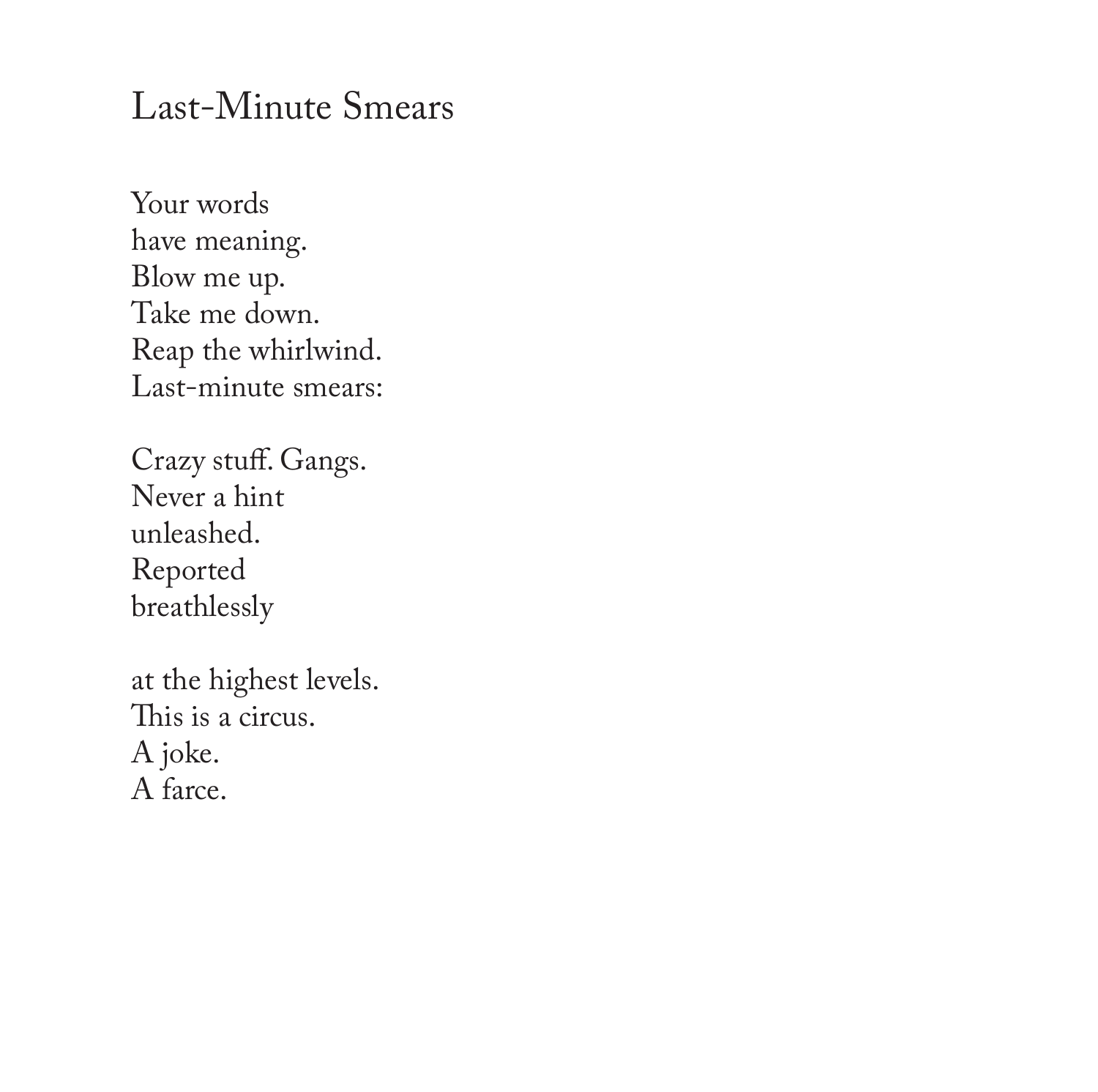# Last-Minute Smears

Your words  
have meaning.  
Blow me up.  
Take me down.  
Reap the whirlwind.  
Last-minute smears:

Crazy stuff. Gangs.  
Never a hint  
unleashed.  
Reported  
breathlessly

at the highest levels.  
This is a circus.  
A joke.  
A farce.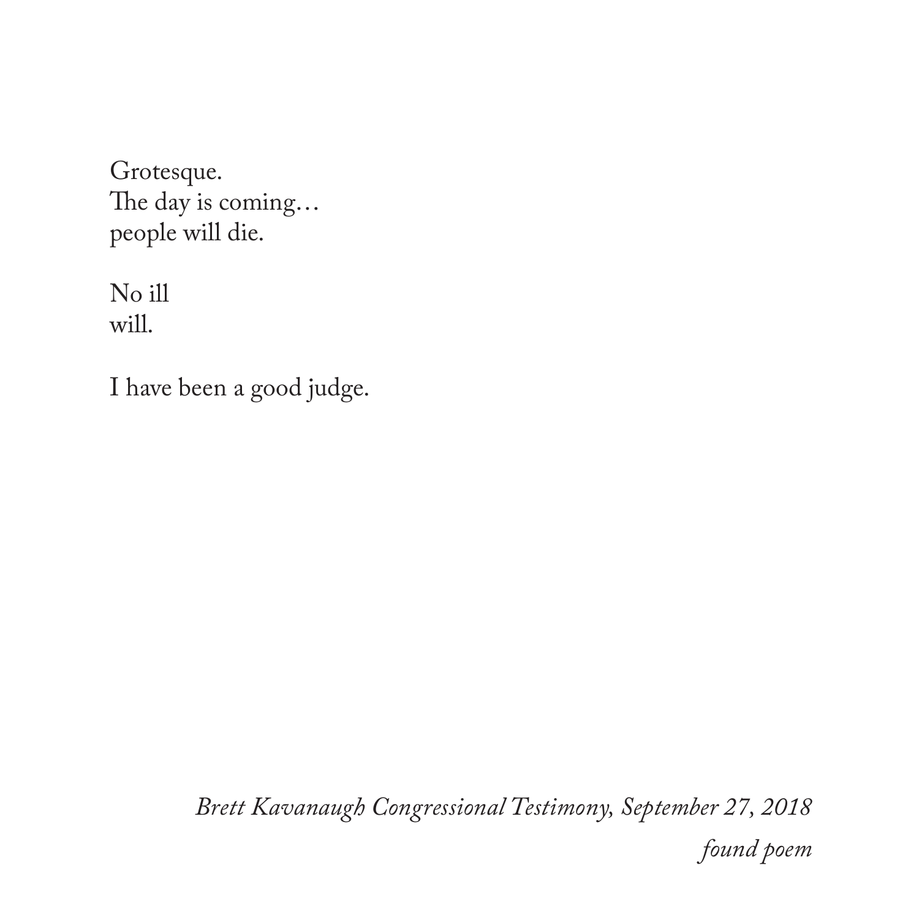Grotesque.  
The day is coming…  
people will die.

No ill  
will.

I have been a good judge.

*Brett Kavanaugh Congressional Testimony, September 27, 2018*

*found poem*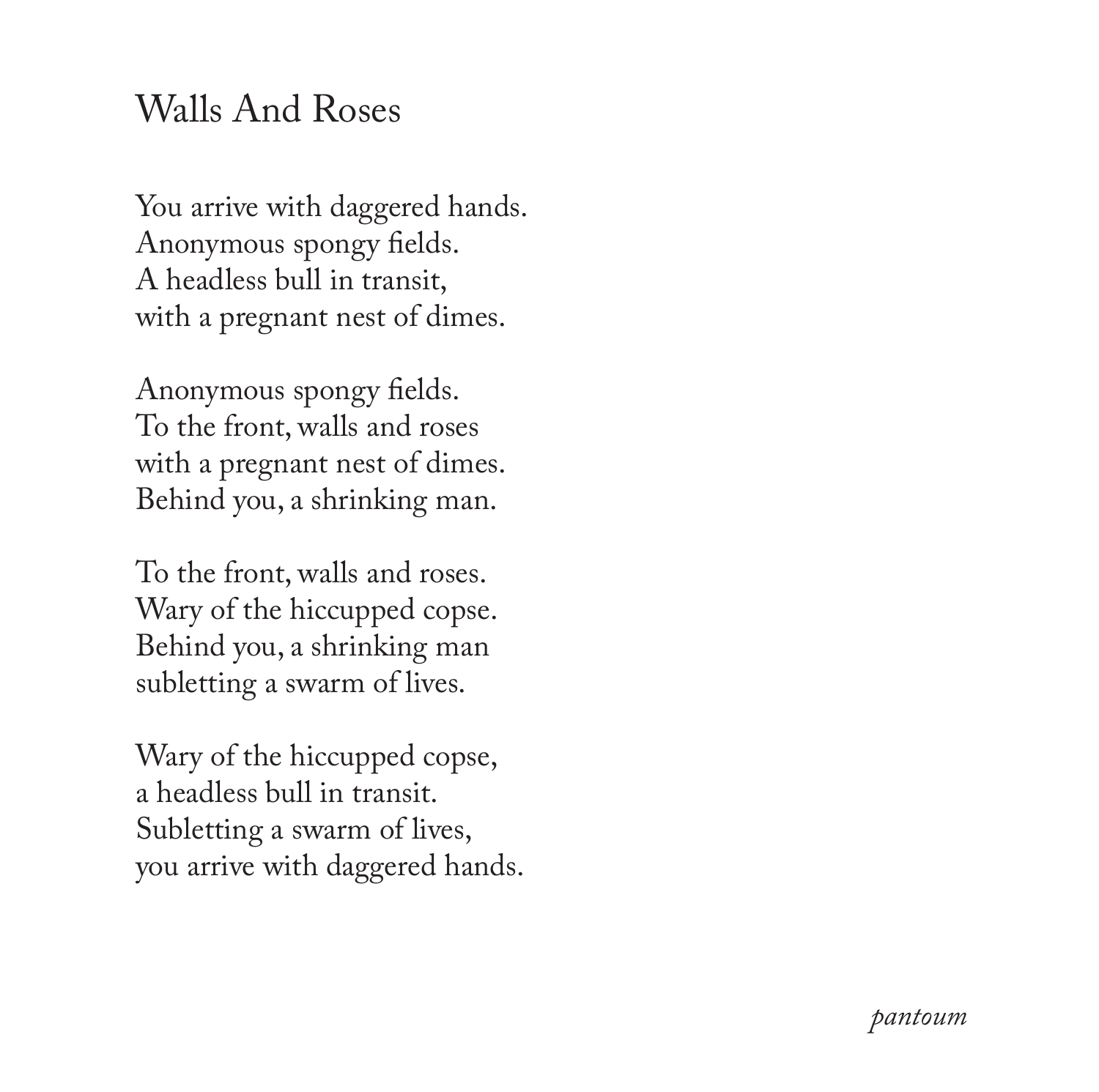# Walls And Roses

You arrive with daggered hands.
Anonymous spongy fields.
A headless bull in transit,
with a pregnant nest of dimes.

Anonymous spongy fields.
To the front, walls and roses
with a pregnant nest of dimes.
Behind you, a shrinking man.

To the front, walls and roses.
Wary of the hiccupped copse.
Behind you, a shrinking man
subletting a swarm of lives.

Wary of the hiccupped copse,
a headless bull in transit.
Subletting a swarm of lives,
you arrive with daggered hands.

*pantoum*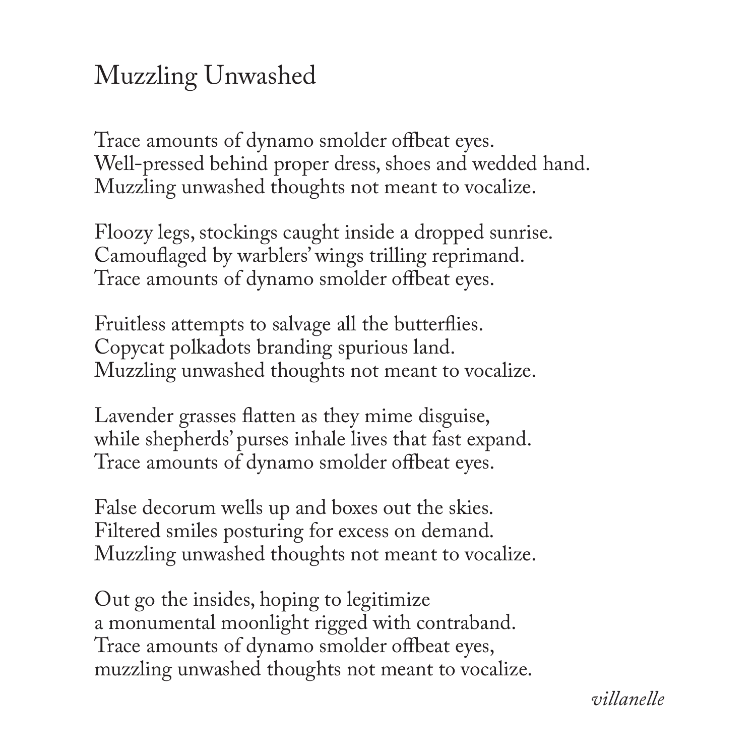# Muzzling Unwashed

Trace amounts of dynamo smolder offbeat eyes.
Well-pressed behind proper dress, shoes and wedded hand.
Muzzling unwashed thoughts not meant to vocalize.

Floozy legs, stockings caught inside a dropped sunrise.
Camouflaged by warblers' wings trilling reprimand.
Trace amounts of dynamo smolder offbeat eyes.

Fruitless attempts to salvage all the butterflies.
Copycat polkadots branding spurious land.
Muzzling unwashed thoughts not meant to vocalize.

Lavender grasses flatten as they mime disguise,
while shepherds' purses inhale lives that fast expand.
Trace amounts of dynamo smolder offbeat eyes.

False decorum wells up and boxes out the skies.
Filtered smiles posturing for excess on demand.
Muzzling unwashed thoughts not meant to vocalize.

Out go the insides, hoping to legitimize
a monumental moonlight rigged with contraband.
Trace amounts of dynamo smolder offbeat eyes,
muzzling unwashed thoughts not meant to vocalize.

*villanelle*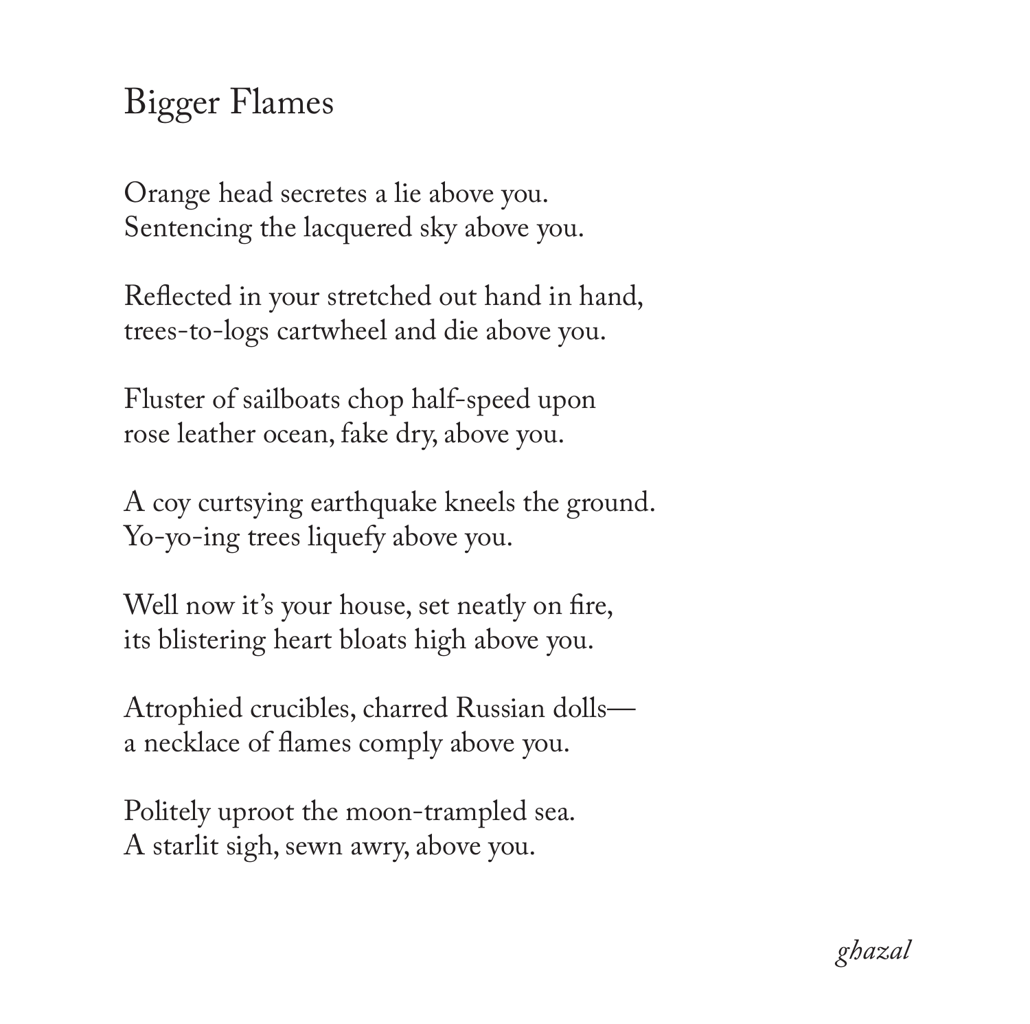# Bigger Flames

Orange head secretes a lie above you.  
Sentencing the lacquered sky above you.

Reflected in your stretched out hand in hand,  
trees-to-logs cartwheel and die above you.

Fluster of sailboats chop half-speed upon  
rose leather ocean, fake dry, above you.

A coy curtsying earthquake kneels the ground.  
Yo-yo-ing trees liquefy above you.

Well now it's your house, set neatly on fire,  
its blistering heart bloats high above you.

Atrophied crucibles, charred Russian dolls—  
a necklace of flames comply above you.

Politely uproot the moon-trampled sea.  
A starlit sigh, sewn awry, above you.

*ghazal*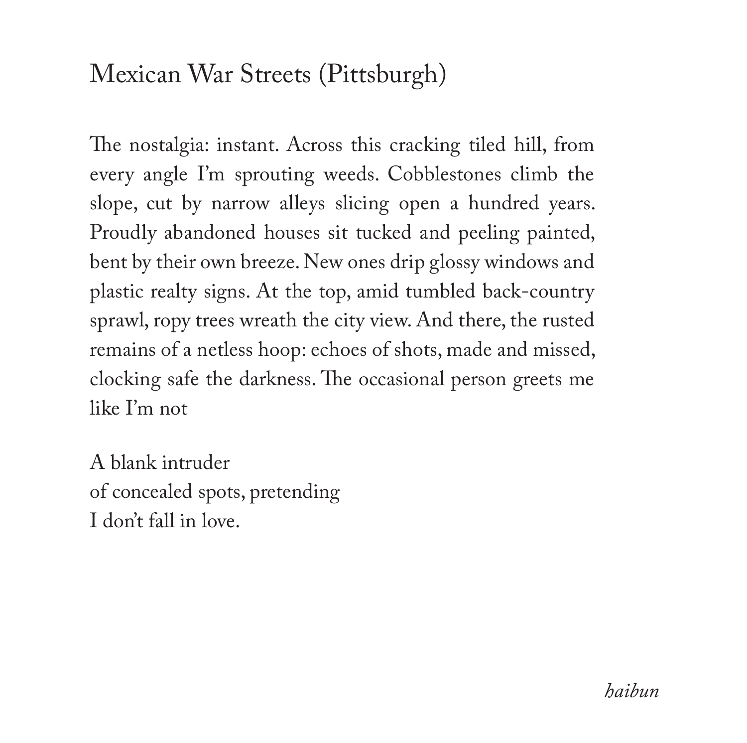# Mexican War Streets (Pittsburgh)

The nostalgia: instant. Across this cracking tiled hill, from every angle I'm sprouting weeds. Cobblestones climb the slope, cut by narrow alleys slicing open a hundred years. Proudly abandoned houses sit tucked and peeling painted, bent by their own breeze. New ones drip glossy windows and plastic realty signs. At the top, amid tumbled back-country sprawl, ropy trees wreath the city view. And there, the rusted remains of a netless hoop: echoes of shots, made and missed, clocking safe the darkness. The occasional person greets me like I'm not

A blank intruder  
of concealed spots, pretending  
I don't fall in love.

*haibun*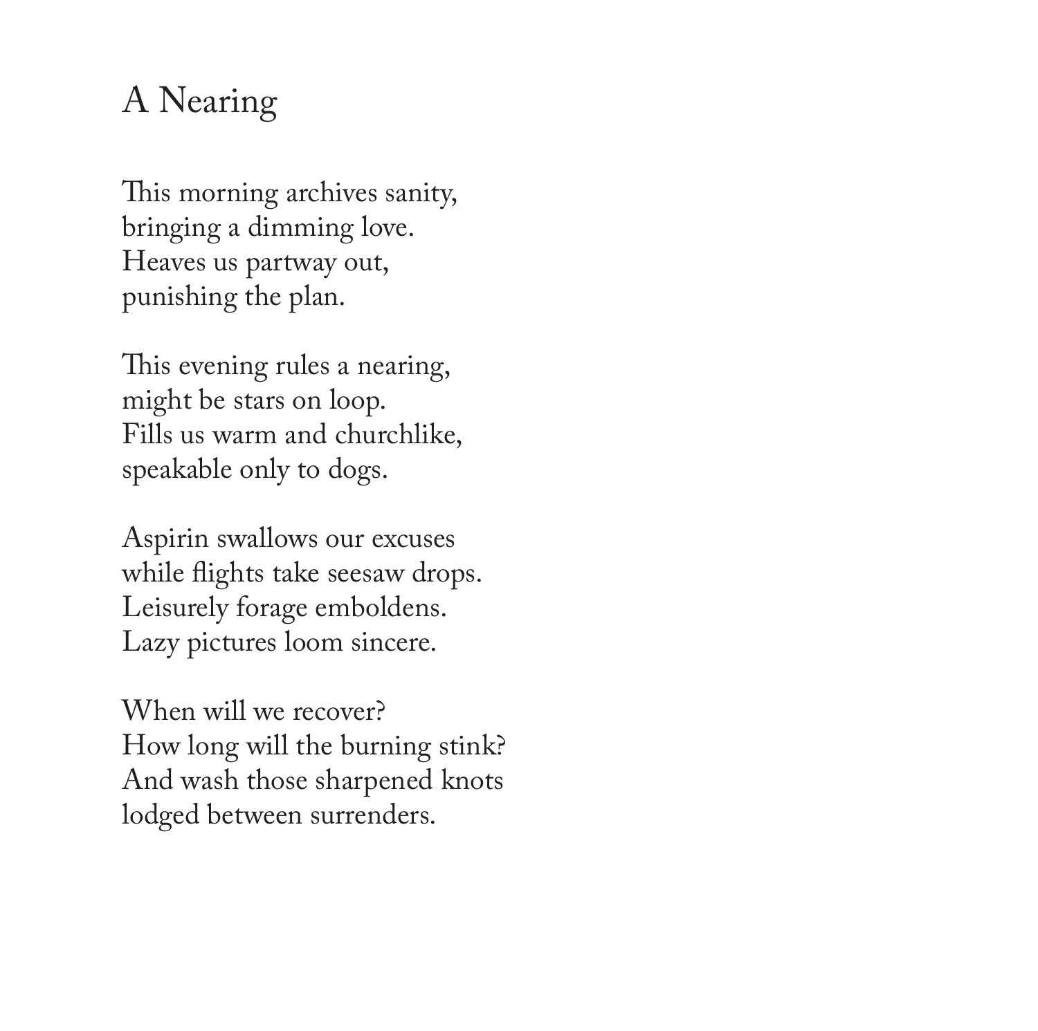# A Nearing

This morning archives sanity,  
bringing a dimming love.  
Heaves us partway out,  
punishing the plan.

This evening rules a nearing,  
might be stars on loop.  
Fills us warm and churchlike,  
speakable only to dogs.

Aspirin swallows our excuses  
while flights take seesaw drops.  
Leisurely forage emboldens.  
Lazy pictures loom sincere.

When will we recover?  
How long will the burning stink?  
And wash those sharpened knots  
lodged between surrenders.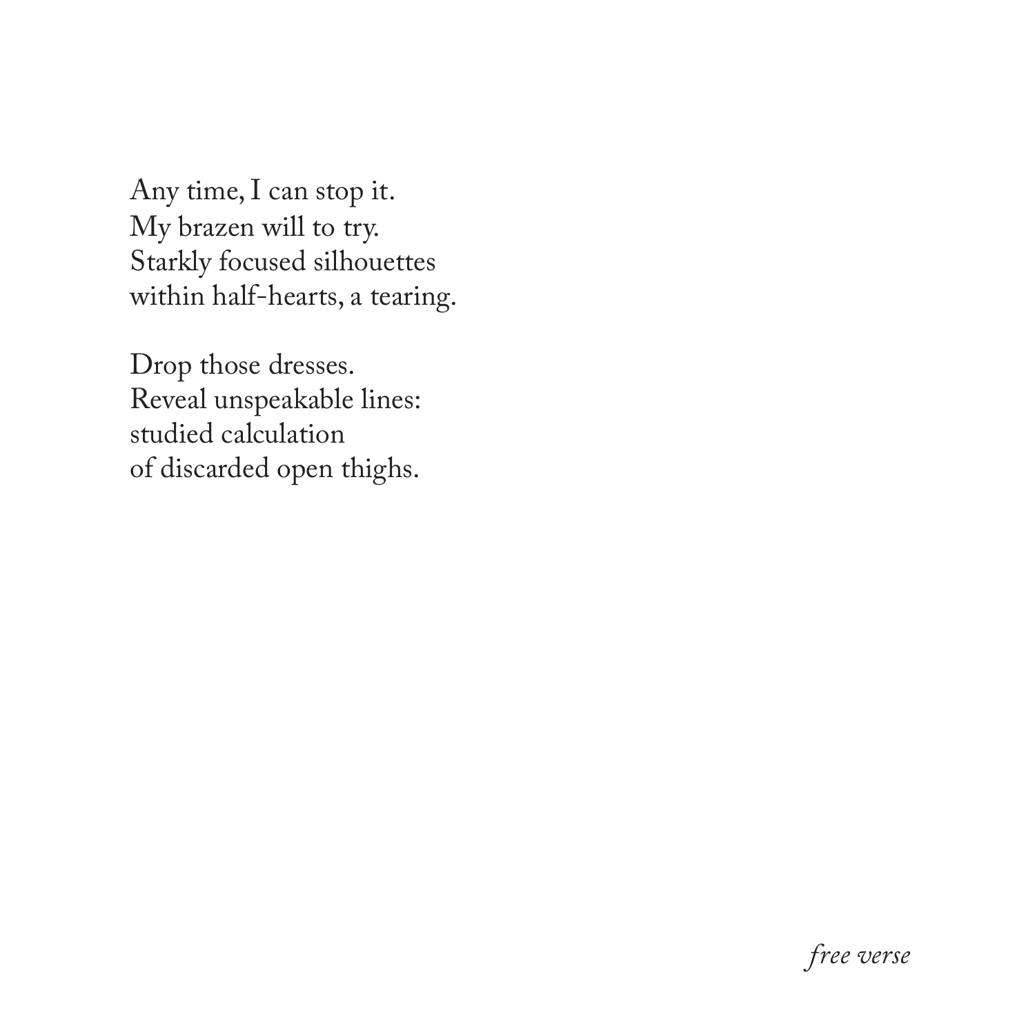Any time, I can stop it.  
My brazen will to try.  
Starkly focused silhouettes  
within half-hearts, a tearing.

Drop those dresses.  
Reveal unspeakable lines:  
studied calculation  
of discarded open thighs.

*free verse*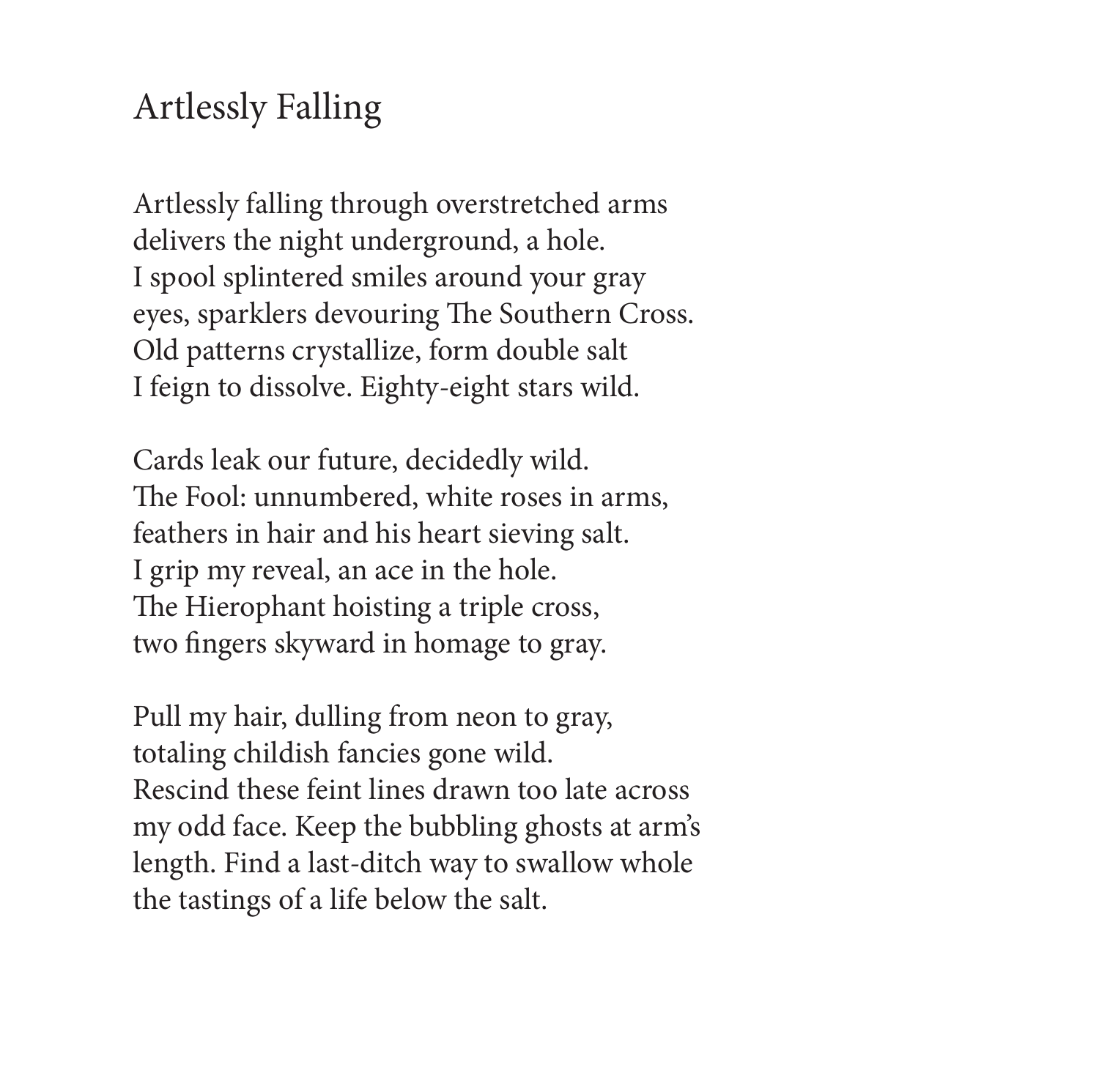# Artlessly Falling

Artlessly falling through overstretched arms  
delivers the night underground, a hole.  
I spool splintered smiles around your gray  
eyes, sparklers devouring The Southern Cross.  
Old patterns crystallize, form double salt  
I feign to dissolve. Eighty-eight stars wild.

Cards leak our future, decidedly wild.  
The Fool: unnumbered, white roses in arms,  
feathers in hair and his heart sieving salt.  
I grip my reveal, an ace in the hole.  
The Hierophant hoisting a triple cross,  
two fingers skyward in homage to gray.

Pull my hair, dulling from neon to gray,  
totaling childish fancies gone wild.  
Rescind these feint lines drawn too late across  
my odd face. Keep the bubbling ghosts at arm's  
length. Find a last-ditch way to swallow whole  
the tastings of a life below the salt.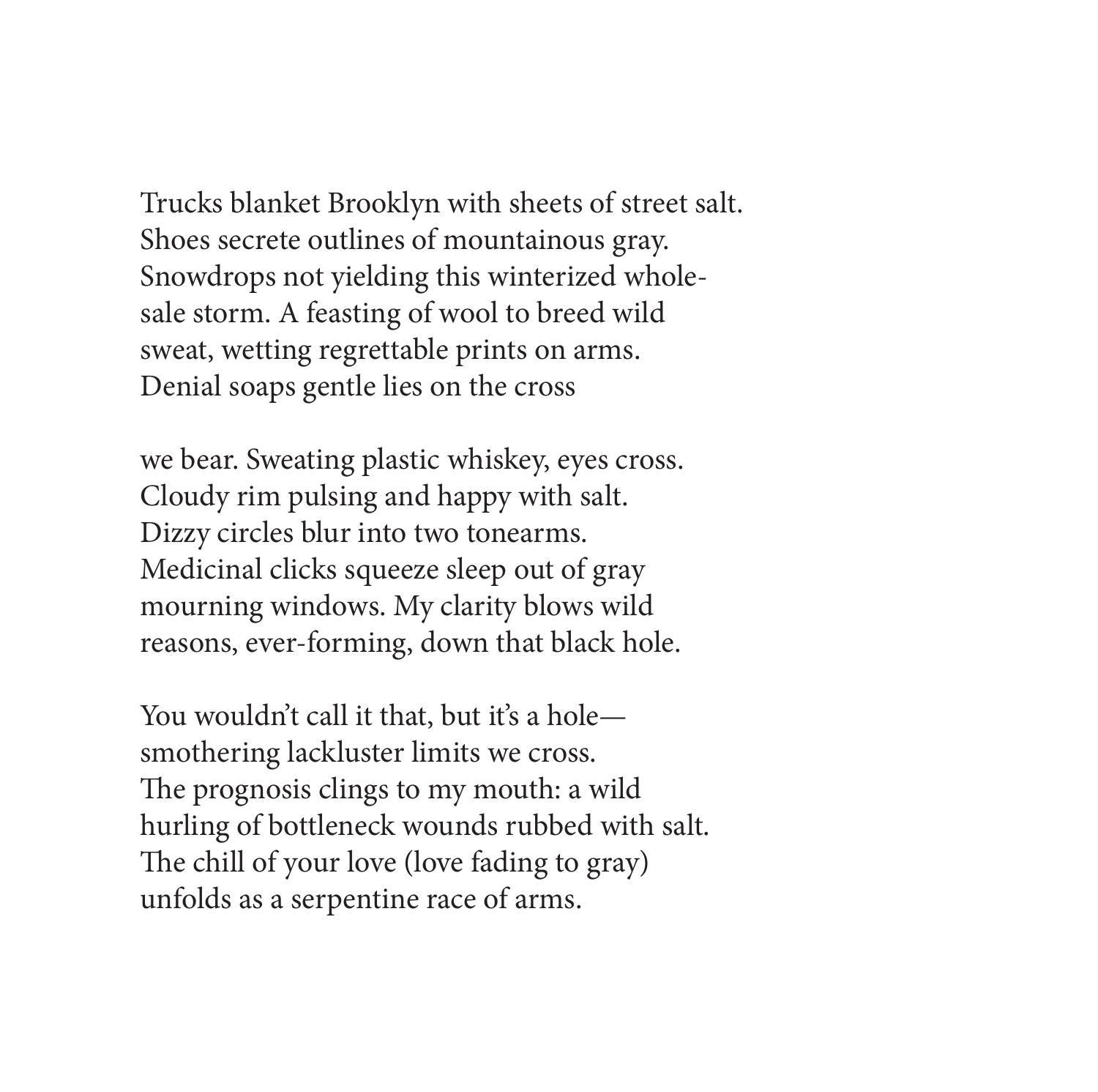Trucks blanket Brooklyn with sheets of street salt.
Shoes secrete outlines of mountainous gray.
Snowdrops not yielding this winterized whole-
sale storm. A feasting of wool to breed wild
sweat, wetting regrettable prints on arms.
Denial soaps gentle lies on the cross

we bear. Sweating plastic whiskey, eyes cross.
Cloudy rim pulsing and happy with salt.
Dizzy circles blur into two tonearms.
Medicinal clicks squeeze sleep out of gray
mourning windows. My clarity blows wild
reasons, ever-forming, down that black hole.

You wouldn't call it that, but it's a hole—
smothering lackluster limits we cross.
The prognosis clings to my mouth: a wild
hurling of bottleneck wounds rubbed with salt.
The chill of your love (love fading to gray)
unfolds as a serpentine race of arms.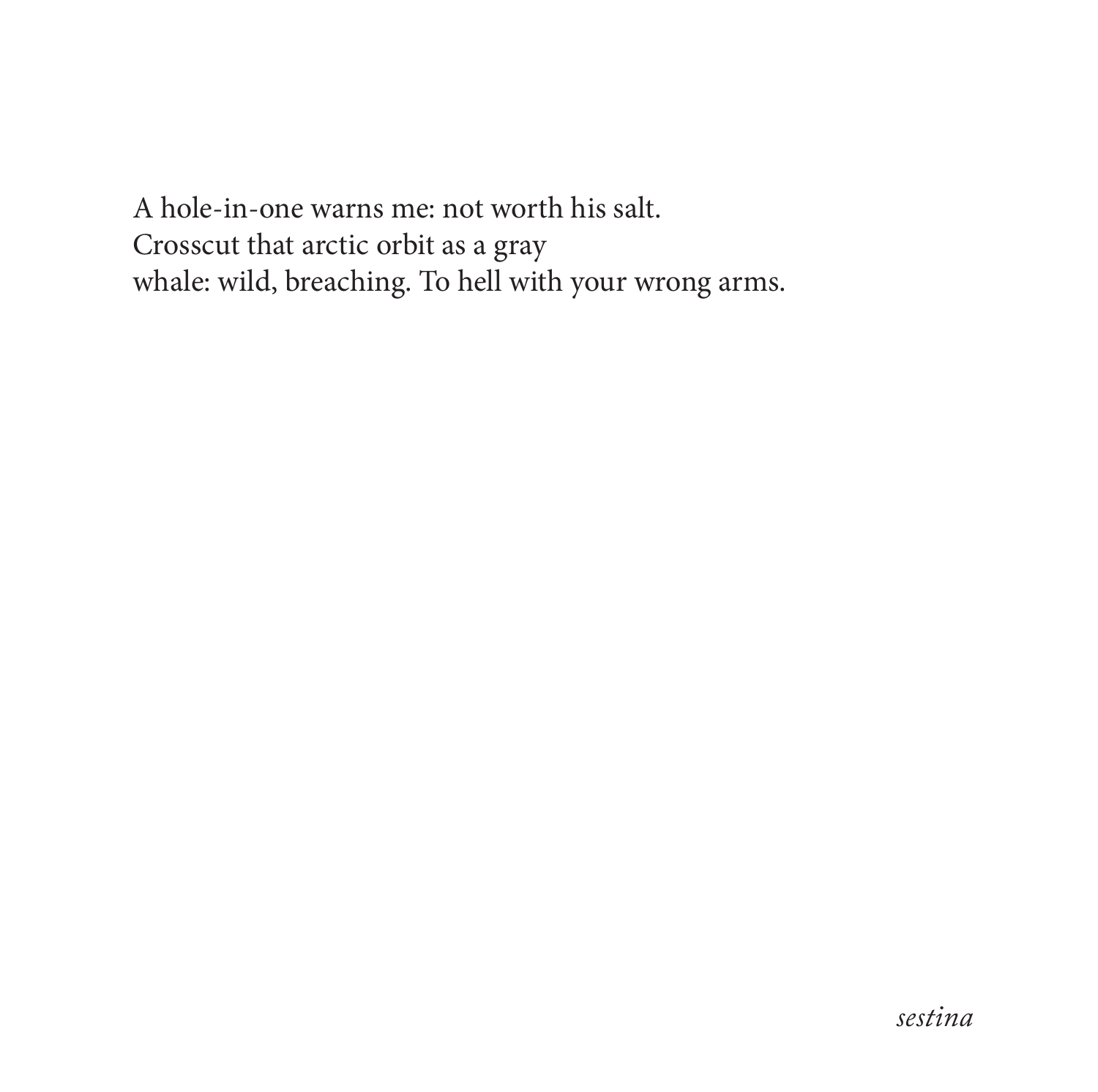A hole-in-one warns me: not worth his salt.  
Crosscut that arctic orbit as a gray  
whale: wild, breaching. To hell with your wrong arms.

*sestina*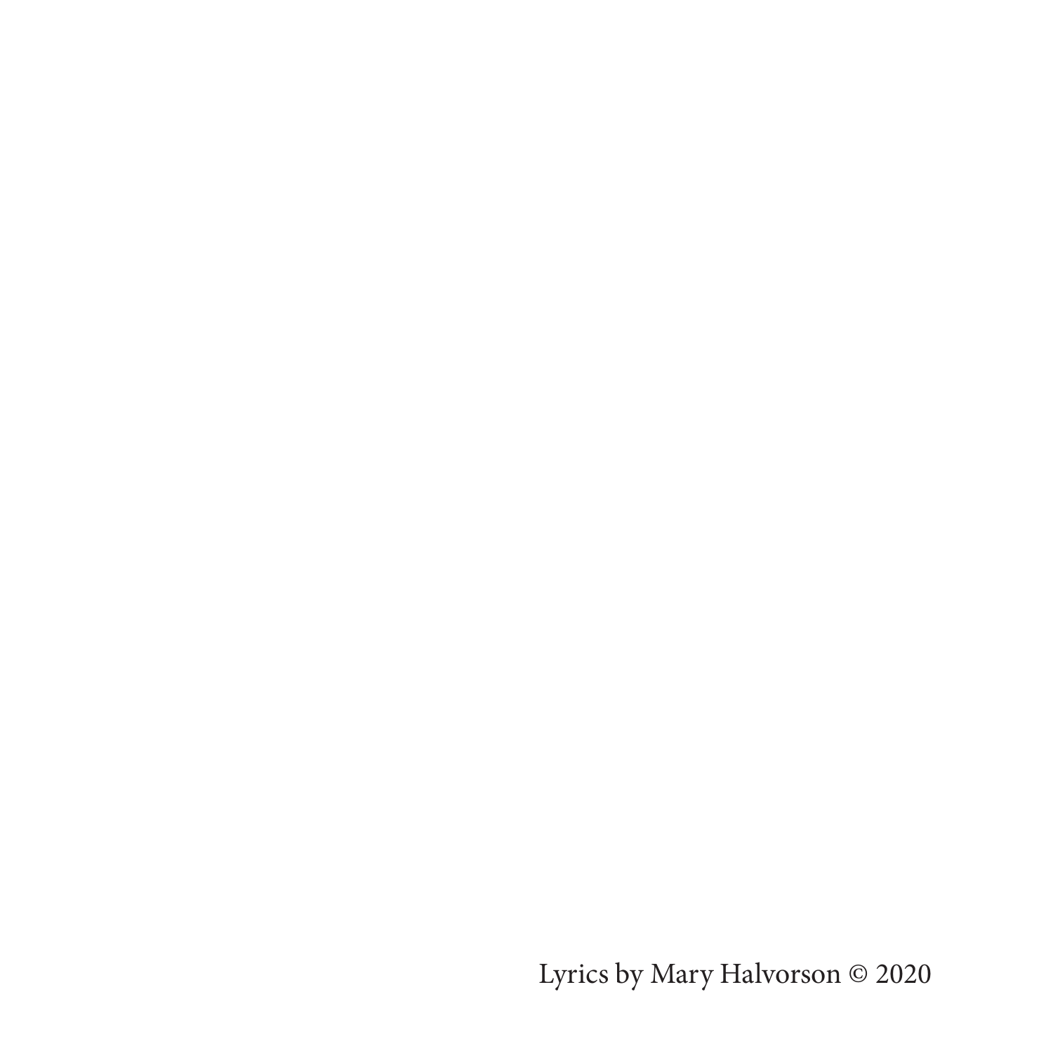Lyrics by Mary Halvorson © 2020